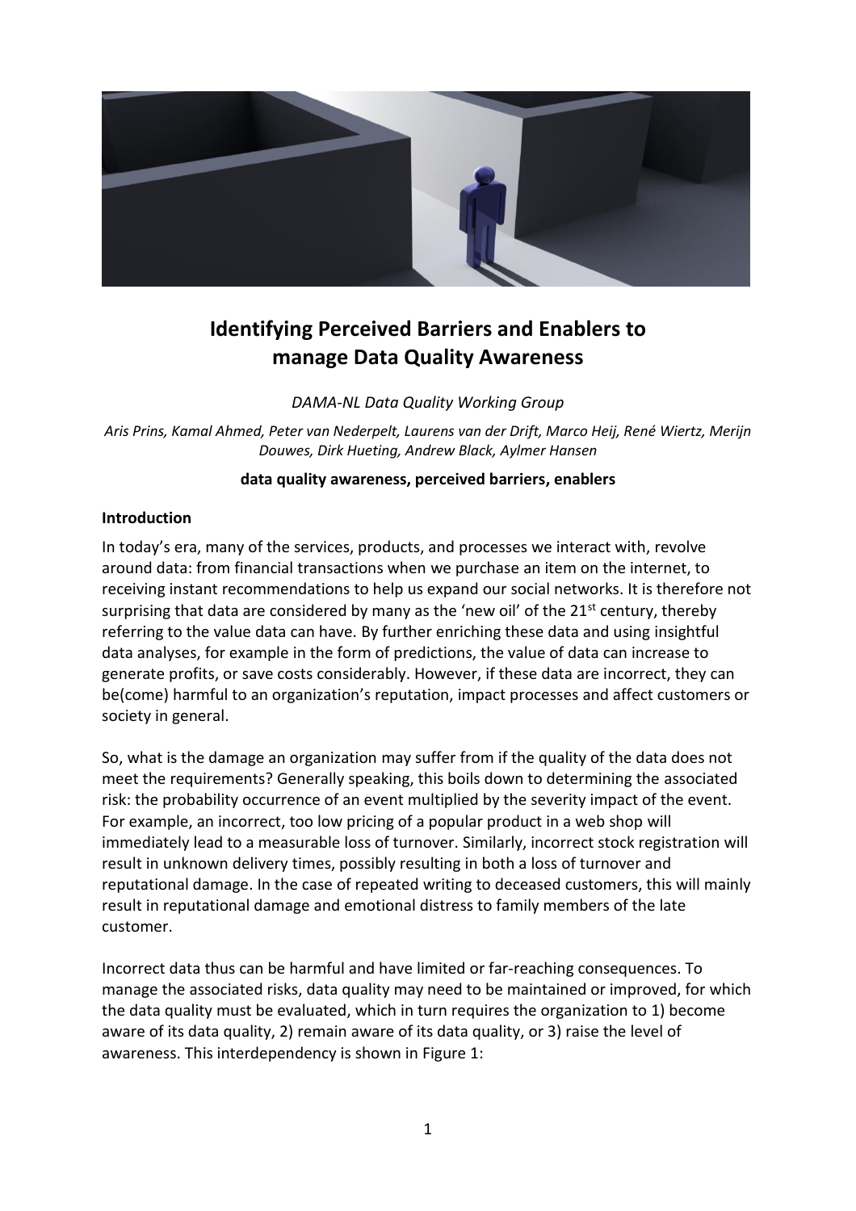# Identifying Perceived Barriers and Enablers to manage Data Quality Awareness

*DAMA-NL Data Quality Working Group*

*Aris Prins, Kamal Ahmed, Peter van Nederpelt, Laurens van der Drift, Marco Heij, René Wiertz, Merijn Douwes, Dirk Hueting, Andrew Black, Aylmer Hansen*

**data quality awareness, perceived barriers, enablers**

## Introduction

In today's era, many of the services, products, and processes we interact with, revolve around data: from financial transactions when we purchase an item on the internet, to receiving instant recommendations to help us expand our social networks. It is therefore not surprising that data are considered by many as the 'new oil' of the 21st century, thereby referring to the value data can have. By further enriching these data and using insightful data analyses, for example in the form of predictions, the value of data can increase to generate profits, or save costs considerably. However, if these data are incorrect, they can be(come) harmful to an organization's reputation, impact processes and affect customers or society in general.

So, what is the damage an organization may suffer from if the quality of the data does not meet the requirements? Generally speaking, this boils down to determining the associated risk: the probability occurrence of an event multiplied by the severity impact of the event. For example, an incorrect, too low pricing of a popular product in a web shop will immediately lead to a measurable loss of turnover. Similarly, incorrect stock registration will result in unknown delivery times, possibly resulting in both a loss of turnover and reputational damage. In the case of repeated writing to deceased customers, this will mainly result in reputational damage and emotional distress to family members of the late customer.

Incorrect data thus can be harmful and have limited or far-reaching consequences. To manage the associated risks, data quality may need to be maintained or improved, for which the data quality must be evaluated, which in turn requires the organization to 1) become aware of its data quality, 2) remain aware of its data quality, or 3) raise the level of awareness. This interdependency is shown in Figure 1: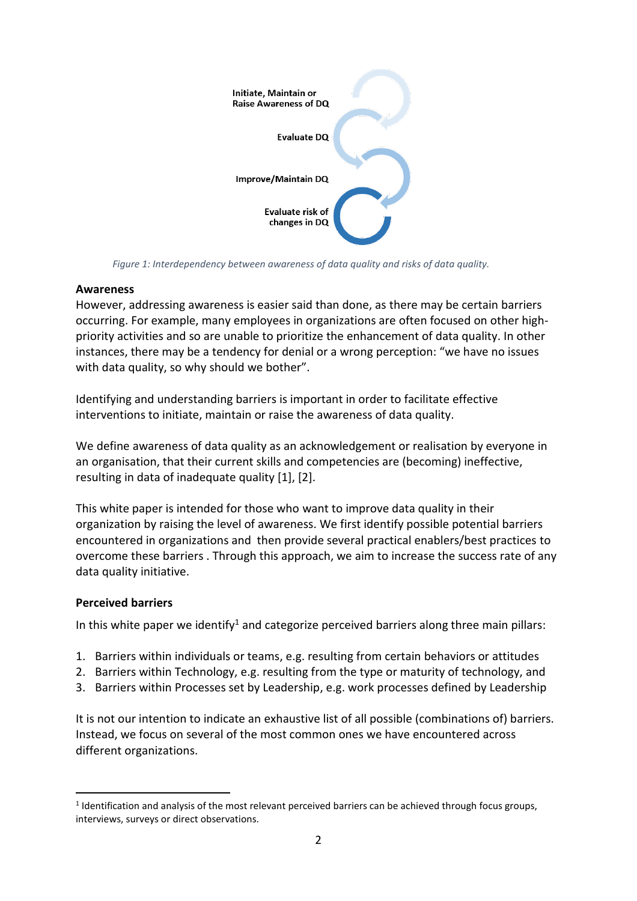Initiate, Maintain or Raise Awareness of DQ

Evaluate DQ

Improve/Maintain DQ

Evaluate risk of changes in DQ

*Figure 1: Interdependency between awareness of data quality and risks of data quality.*

**Awareness**

However, addressing awareness is easier said than done, as there may be certain barriers occurring. For example, many employees in organizations are often focused on other high-priority activities and so are unable to prioritize the enhancement of data quality. In other instances, there may be a tendency for denial or a wrong perception: "we have no issues with data quality, so why should we bother".

Identifying and understanding barriers is important in order to facilitate effective interventions to initiate, maintain or raise the awareness of data quality.

We define awareness of data quality as an acknowledgement or realisation by everyone in an organisation, that their current skills and competencies are (becoming) ineffective, resulting in data of inadequate quality [1], [2].

This white paper is intended for those who want to improve data quality in their organization by raising the level of awareness. We first identify possible potential barriers encountered in organizations and then provide several practical enablers/best practices to overcome these barriers . Through this approach, we aim to increase the success rate of any data quality initiative.

**Perceived barriers**

In this white paper we identify[1] and categorize perceived barriers along three main pillars:

1. Barriers within individuals or teams, e.g. resulting from certain behaviors or attitudes
2. Barriers within Technology, e.g. resulting from the type or maturity of technology, and
3. Barriers within Processes set by Leadership, e.g. work processes defined by Leadership

It is not our intention to indicate an exhaustive list of all possible (combinations of) barriers. Instead, we focus on several of the most common ones we have encountered across different organizations.

[1] Identification and analysis of the most relevant perceived barriers can be achieved through focus groups, interviews, surveys or direct observations.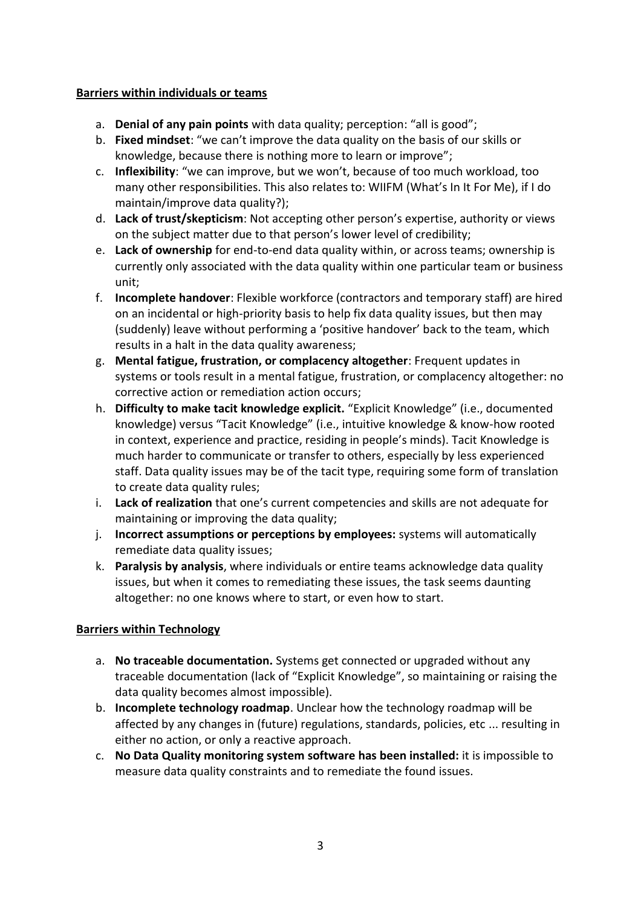**Barriers within individuals or teams**

a. **Denial of any pain points** with data quality; perception: "all is good";
b. **Fixed mindset**: "we can't improve the data quality on the basis of our skills or knowledge, because there is nothing more to learn or improve";
c. **Inflexibility**: "we can improve, but we won't, because of too much workload, too many other responsibilities. This also relates to: WIIFM (What's In It For Me), if I do maintain/improve data quality?);
d. **Lack of trust/skepticism**: Not accepting other person's expertise, authority or views on the subject matter due to that person's lower level of credibility;
e. **Lack of ownership** for end-to-end data quality within, or across teams; ownership is currently only associated with the data quality within one particular team or business unit;
f. **Incomplete handover**: Flexible workforce (contractors and temporary staff) are hired on an incidental or high-priority basis to help fix data quality issues, but then may (suddenly) leave without performing a 'positive handover' back to the team, which results in a halt in the data quality awareness;
g. **Mental fatigue, frustration, or complacency altogether**: Frequent updates in systems or tools result in a mental fatigue, frustration, or complacency altogether: no corrective action or remediation action occurs;
h. **Difficulty to make tacit knowledge explicit.** "Explicit Knowledge" (i.e., documented knowledge) versus "Tacit Knowledge" (i.e., intuitive knowledge & know-how rooted in context, experience and practice, residing in people's minds). Tacit Knowledge is much harder to communicate or transfer to others, especially by less experienced staff. Data quality issues may be of the tacit type, requiring some form of translation to create data quality rules;
i. **Lack of realization** that one's current competencies and skills are not adequate for maintaining or improving the data quality;
j. **Incorrect assumptions or perceptions by employees:** systems will automatically remediate data quality issues;
k. **Paralysis by analysis**, where individuals or entire teams acknowledge data quality issues, but when it comes to remediating these issues, the task seems daunting altogether: no one knows where to start, or even how to start.

**Barriers within Technology**

a. **No traceable documentation.** Systems get connected or upgraded without any traceable documentation (lack of "Explicit Knowledge", so maintaining or raising the data quality becomes almost impossible).
b. **Incomplete technology roadmap**. Unclear how the technology roadmap will be affected by any changes in (future) regulations, standards, policies, etc ... resulting in either no action, or only a reactive approach.
c. **No Data Quality monitoring system software has been installed:** it is impossible to measure data quality constraints and to remediate the found issues.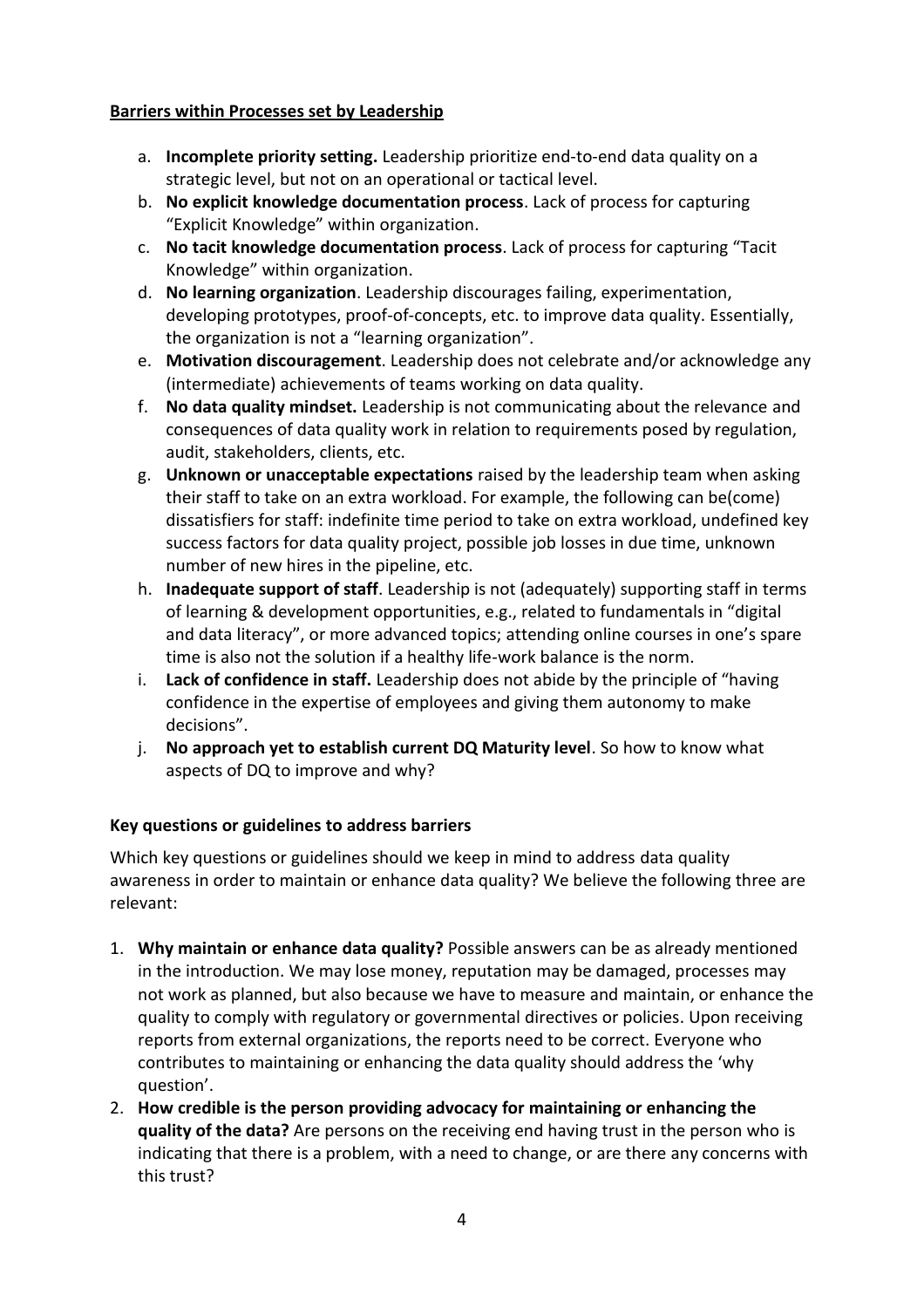**Barriers within Processes set by Leadership**

a. **Incomplete priority setting.** Leadership prioritize end-to-end data quality on a strategic level, but not on an operational or tactical level.
b. **No explicit knowledge documentation process**. Lack of process for capturing "Explicit Knowledge" within organization.
c. **No tacit knowledge documentation process**. Lack of process for capturing "Tacit Knowledge" within organization.
d. **No learning organization**. Leadership discourages failing, experimentation, developing prototypes, proof-of-concepts, etc. to improve data quality. Essentially, the organization is not a "learning organization".
e. **Motivation discouragement**. Leadership does not celebrate and/or acknowledge any (intermediate) achievements of teams working on data quality.
f. **No data quality mindset.** Leadership is not communicating about the relevance and consequences of data quality work in relation to requirements posed by regulation, audit, stakeholders, clients, etc.
g. **Unknown or unacceptable expectations** raised by the leadership team when asking their staff to take on an extra workload. For example, the following can be(come) dissatisfiers for staff: indefinite time period to take on extra workload, undefined key success factors for data quality project, possible job losses in due time, unknown number of new hires in the pipeline, etc.
h. **Inadequate support of staff**. Leadership is not (adequately) supporting staff in terms of learning & development opportunities, e.g., related to fundamentals in "digital and data literacy", or more advanced topics; attending online courses in one's spare time is also not the solution if a healthy life-work balance is the norm.
i. **Lack of confidence in staff.** Leadership does not abide by the principle of "having confidence in the expertise of employees and giving them autonomy to make decisions".
j. **No approach yet to establish current DQ Maturity level**. So how to know what aspects of DQ to improve and why?

**Key questions or guidelines to address barriers**

Which key questions or guidelines should we keep in mind to address data quality awareness in order to maintain or enhance data quality? We believe the following three are relevant:

1. **Why maintain or enhance data quality?** Possible answers can be as already mentioned in the introduction. We may lose money, reputation may be damaged, processes may not work as planned, but also because we have to measure and maintain, or enhance the quality to comply with regulatory or governmental directives or policies. Upon receiving reports from external organizations, the reports need to be correct. Everyone who contributes to maintaining or enhancing the data quality should address the 'why question'.
2. **How credible is the person providing advocacy for maintaining or enhancing the quality of the data?** Are persons on the receiving end having trust in the person who is indicating that there is a problem, with a need to change, or are there any concerns with this trust?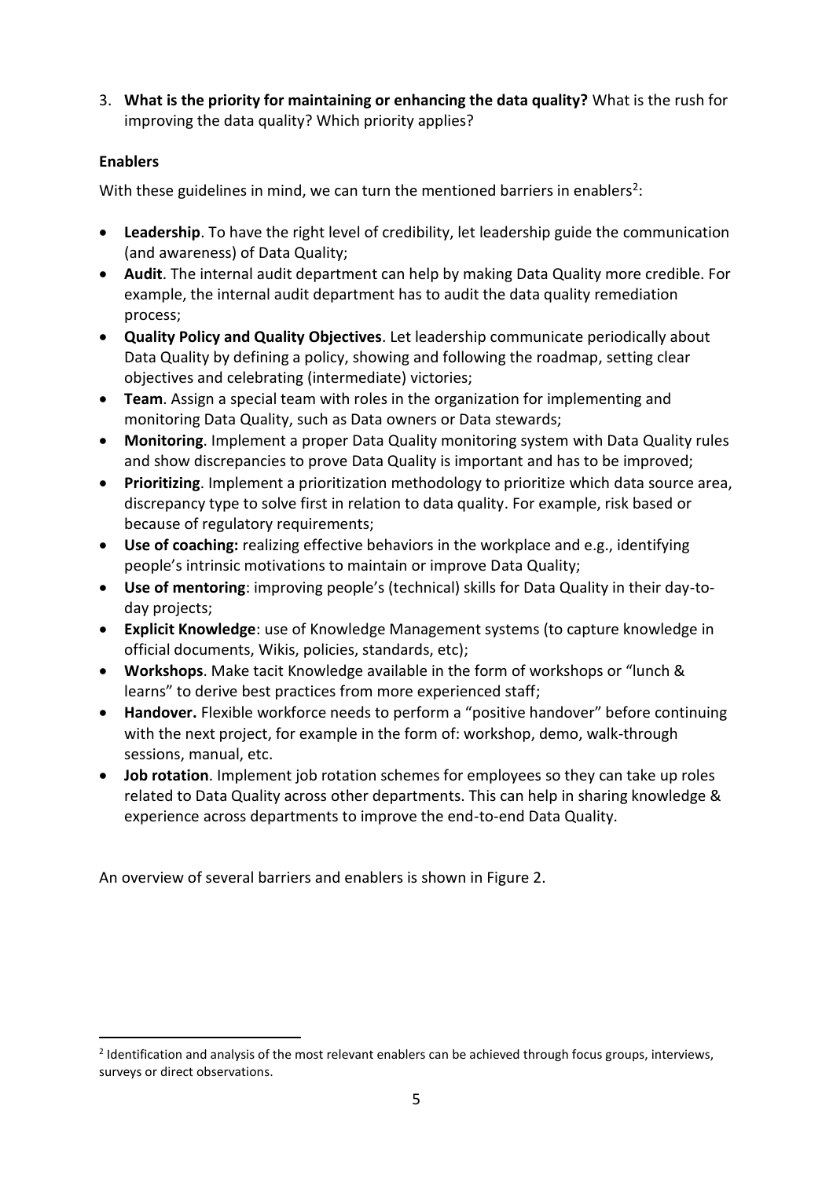3. **What is the priority for maintaining or enhancing the data quality?** What is the rush for improving the data quality? Which priority applies?

**Enablers**

With these guidelines in mind, we can turn the mentioned barriers in enablers[2]:

- **Leadership**. To have the right level of credibility, let leadership guide the communication (and awareness) of Data Quality;
- **Audit**. The internal audit department can help by making Data Quality more credible. For example, the internal audit department has to audit the data quality remediation process;
- **Quality Policy and Quality Objectives**. Let leadership communicate periodically about Data Quality by defining a policy, showing and following the roadmap, setting clear objectives and celebrating (intermediate) victories;
- **Team**. Assign a special team with roles in the organization for implementing and monitoring Data Quality, such as Data owners or Data stewards;
- **Monitoring**. Implement a proper Data Quality monitoring system with Data Quality rules and show discrepancies to prove Data Quality is important and has to be improved;
- **Prioritizing**. Implement a prioritization methodology to prioritize which data source area, discrepancy type to solve first in relation to data quality. For example, risk based or because of regulatory requirements;
- **Use of coaching:** realizing effective behaviors in the workplace and e.g., identifying people's intrinsic motivations to maintain or improve Data Quality;
- **Use of mentoring**: improving people's (technical) skills for Data Quality in their day-to-day projects;
- **Explicit Knowledge**: use of Knowledge Management systems (to capture knowledge in official documents, Wikis, policies, standards, etc);
- **Workshops**. Make tacit Knowledge available in the form of workshops or "lunch & learns" to derive best practices from more experienced staff;
- **Handover.** Flexible workforce needs to perform a "positive handover" before continuing with the next project, for example in the form of: workshop, demo, walk-through sessions, manual, etc.
- **Job rotation**. Implement job rotation schemes for employees so they can take up roles related to Data Quality across other departments. This can help in sharing knowledge & experience across departments to improve the end-to-end Data Quality.

An overview of several barriers and enablers is shown in Figure 2.

[2] Identification and analysis of the most relevant enablers can be achieved through focus groups, interviews, surveys or direct observations.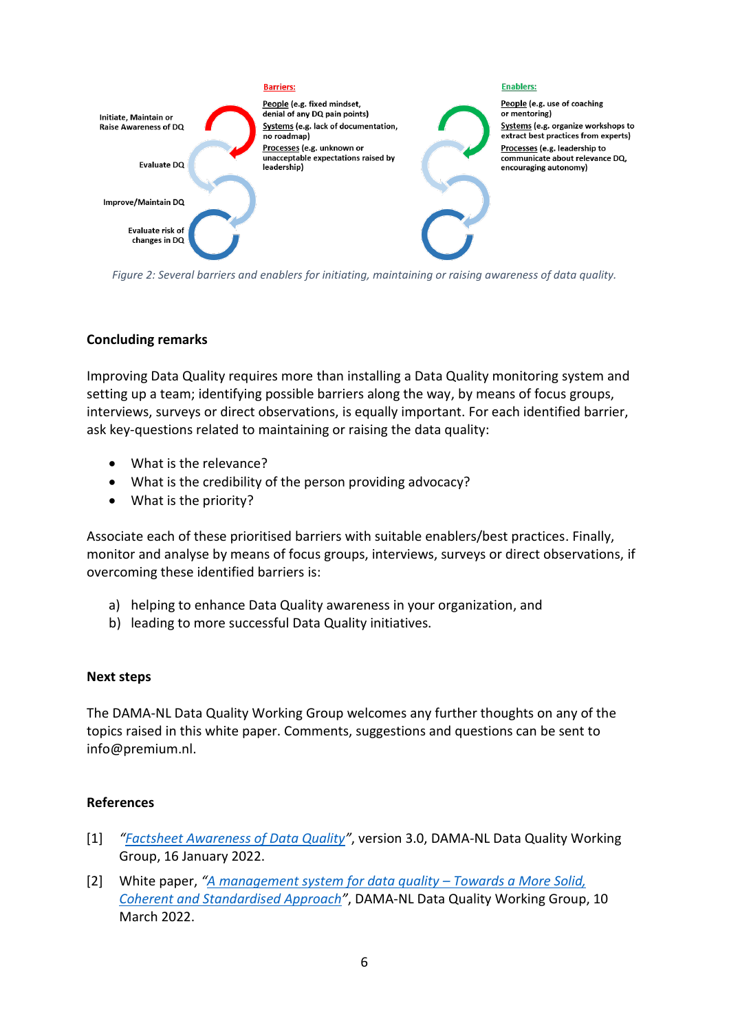Initiate, Maintain or Raise Awareness of DQ

Evaluate DQ

Improve/Maintain DQ

Evaluate risk of changes in DQ

**Barriers:**

People (e.g. fixed mindset, denial of any DQ pain points)
Systems (e.g. lack of documentation, no roadmap)
Processes (e.g. unknown or unacceptable expectations raised by leadership)

**Enablers:**

People (e.g. use of coaching or mentoring)
Systems (e.g. organize workshops to extract best practices from experts)
Processes (e.g. leadership to communicate about relevance DQ, encouraging autonomy)

*Figure 2: Several barriers and enablers for initiating, maintaining or raising awareness of data quality.*

## Concluding remarks

Improving Data Quality requires more than installing a Data Quality monitoring system and setting up a team; identifying possible barriers along the way, by means of focus groups, interviews, surveys or direct observations, is equally important. For each identified barrier, ask key-questions related to maintaining or raising the data quality:

- What is the relevance?
- What is the credibility of the person providing advocacy?
- What is the priority?

Associate each of these prioritised barriers with suitable enablers/best practices. Finally, monitor and analyse by means of focus groups, interviews, surveys or direct observations, if overcoming these identified barriers is:

a) helping to enhance Data Quality awareness in your organization, and
b) leading to more successful Data Quality initiatives.

## Next steps

The DAMA-NL Data Quality Working Group welcomes any further thoughts on any of the topics raised in this white paper. Comments, suggestions and questions can be sent to info@premium.nl.

## References

[1] *"Factsheet Awareness of Data Quality"*, version 3.0, DAMA-NL Data Quality Working Group, 16 January 2022.

[2] White paper, *"A management system for data quality – Towards a More Solid, Coherent and Standardised Approach"*, DAMA-NL Data Quality Working Group, 10 March 2022.